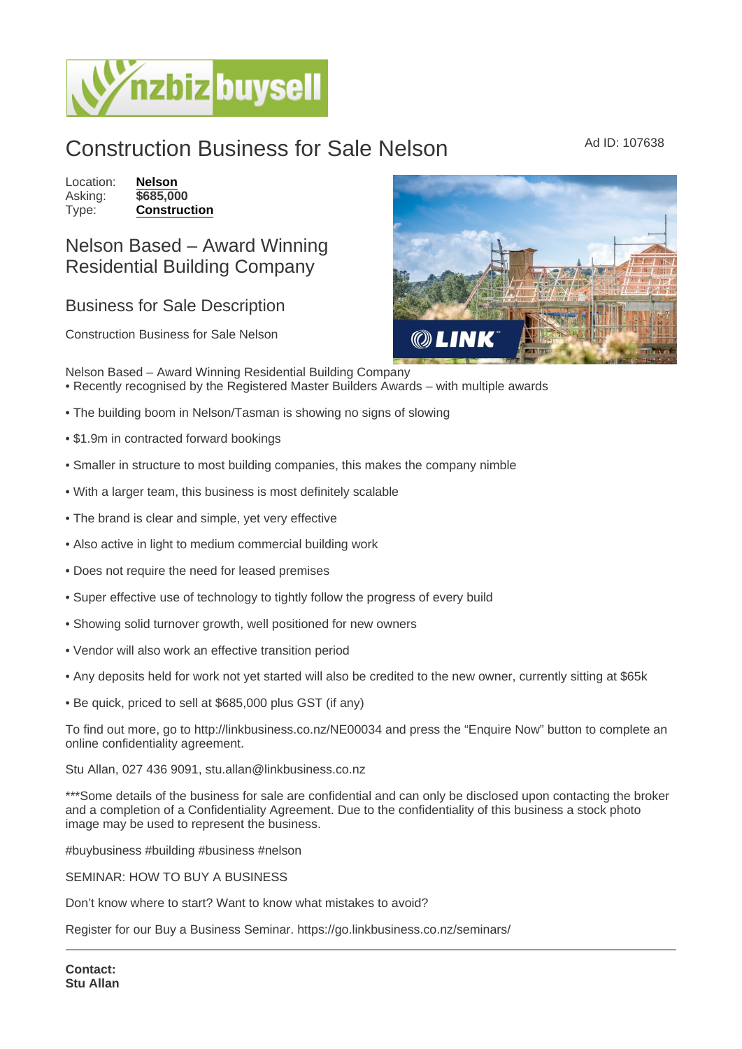# Construction Business for Sale Nelson

Ad ID: 107638

Location: **Nelson**
Asking: **$685,000**
Type: **Construction**

## Nelson Based – Award Winning Residential Building Company

### Business for Sale Description

Construction Business for Sale Nelson

Nelson Based – Award Winning Residential Building Company

- Recently recognised by the Registered Master Builders Awards – with multiple awards
- The building boom in Nelson/Tasman is showing no signs of slowing
- $1.9m in contracted forward bookings
- Smaller in structure to most building companies, this makes the company nimble
- With a larger team, this business is most definitely scalable
- The brand is clear and simple, yet very effective
- Also active in light to medium commercial building work
- Does not require the need for leased premises
- Super effective use of technology to tightly follow the progress of every build
- Showing solid turnover growth, well positioned for new owners
- Vendor will also work an effective transition period
- Any deposits held for work not yet started will also be credited to the new owner, currently sitting at $65k
- Be quick, priced to sell at $685,000 plus GST (if any)

To find out more, go to http://linkbusiness.co.nz/NE00034 and press the "Enquire Now" button to complete an online confidentiality agreement.

Stu Allan, 027 436 9091, stu.allan@linkbusiness.co.nz

***Some details of the business for sale are confidential and can only be disclosed upon contacting the broker and a completion of a Confidentiality Agreement. Due to the confidentiality of this business a stock photo image may be used to represent the business.

#buybusiness #building #business #nelson

SEMINAR: HOW TO BUY A BUSINESS

Don't know where to start? Want to know what mistakes to avoid?

Register for our Buy a Business Seminar. https://go.linkbusiness.co.nz/seminars/

---

**Contact:**
**Stu Allan**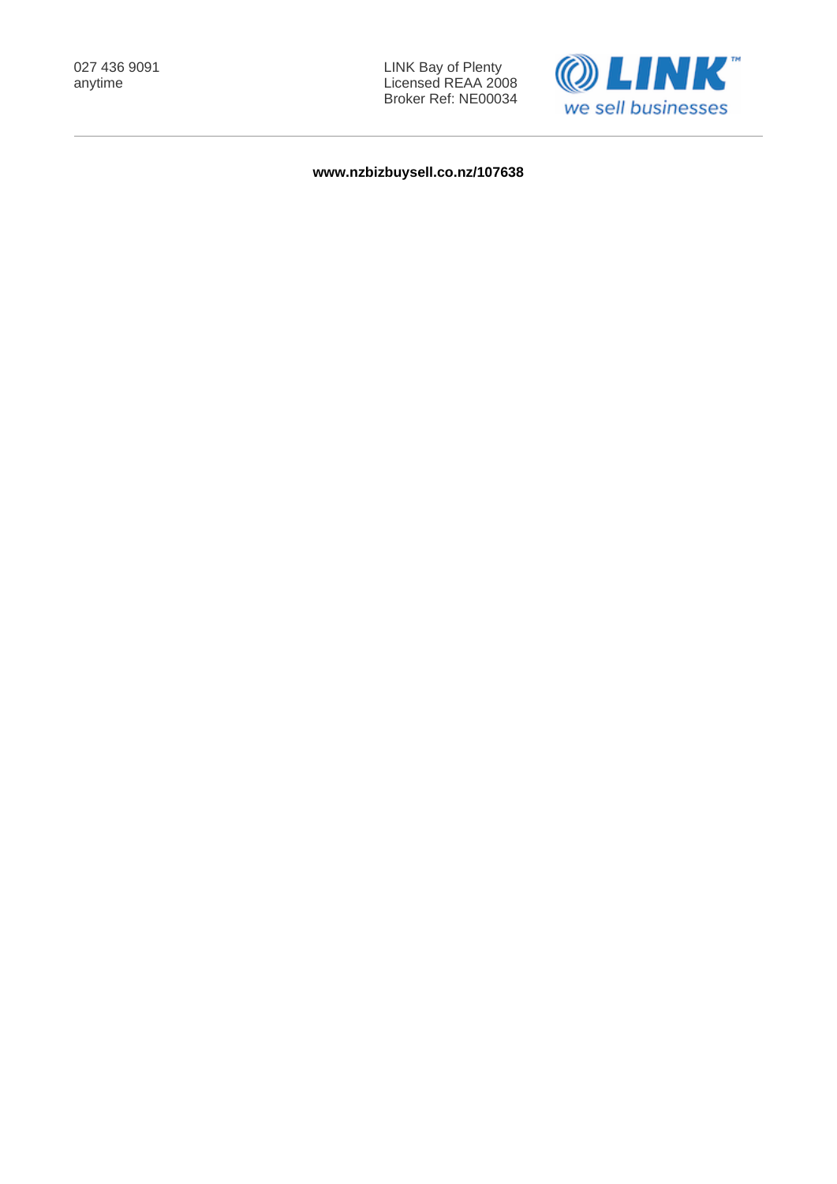027 436 9091
anytime

LINK Bay of Plenty
Licensed REAA 2008
Broker Ref: NE00034

LINK
we sell businesses

**www.nzbizbuysell.co.nz/107638**